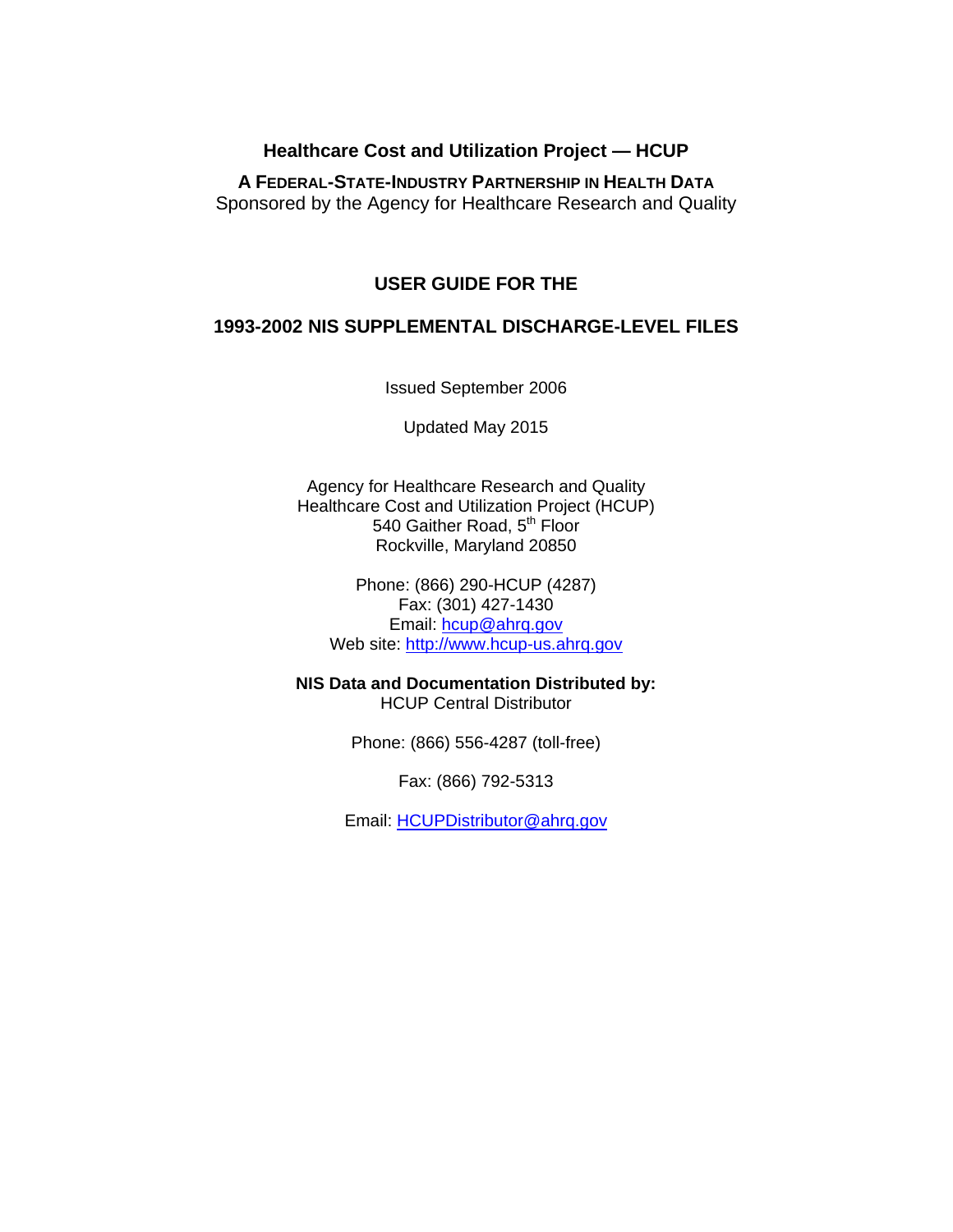**Healthcare Cost and Utilization Project — HCUP**

**A FEDERAL-STATE-INDUSTRY PARTNERSHIP IN HEALTH DATA**
Sponsored by the Agency for Healthcare Research and Quality

# USER GUIDE FOR THE

# 1993-2002 NIS SUPPLEMENTAL DISCHARGE-LEVEL FILES

Issued September 2006

Updated May 2015

Agency for Healthcare Research and Quality
Healthcare Cost and Utilization Project (HCUP)
540 Gaither Road, 5th Floor
Rockville, Maryland 20850

Phone: (866) 290-HCUP (4287)
Fax: (301) 427-1430
Email: hcup@ahrq.gov
Web site: http://www.hcup-us.ahrq.gov

**NIS Data and Documentation Distributed by:**
HCUP Central Distributor

Phone: (866) 556-4287 (toll-free)

Fax: (866) 792-5313

Email: HCUPDistributor@ahrq.gov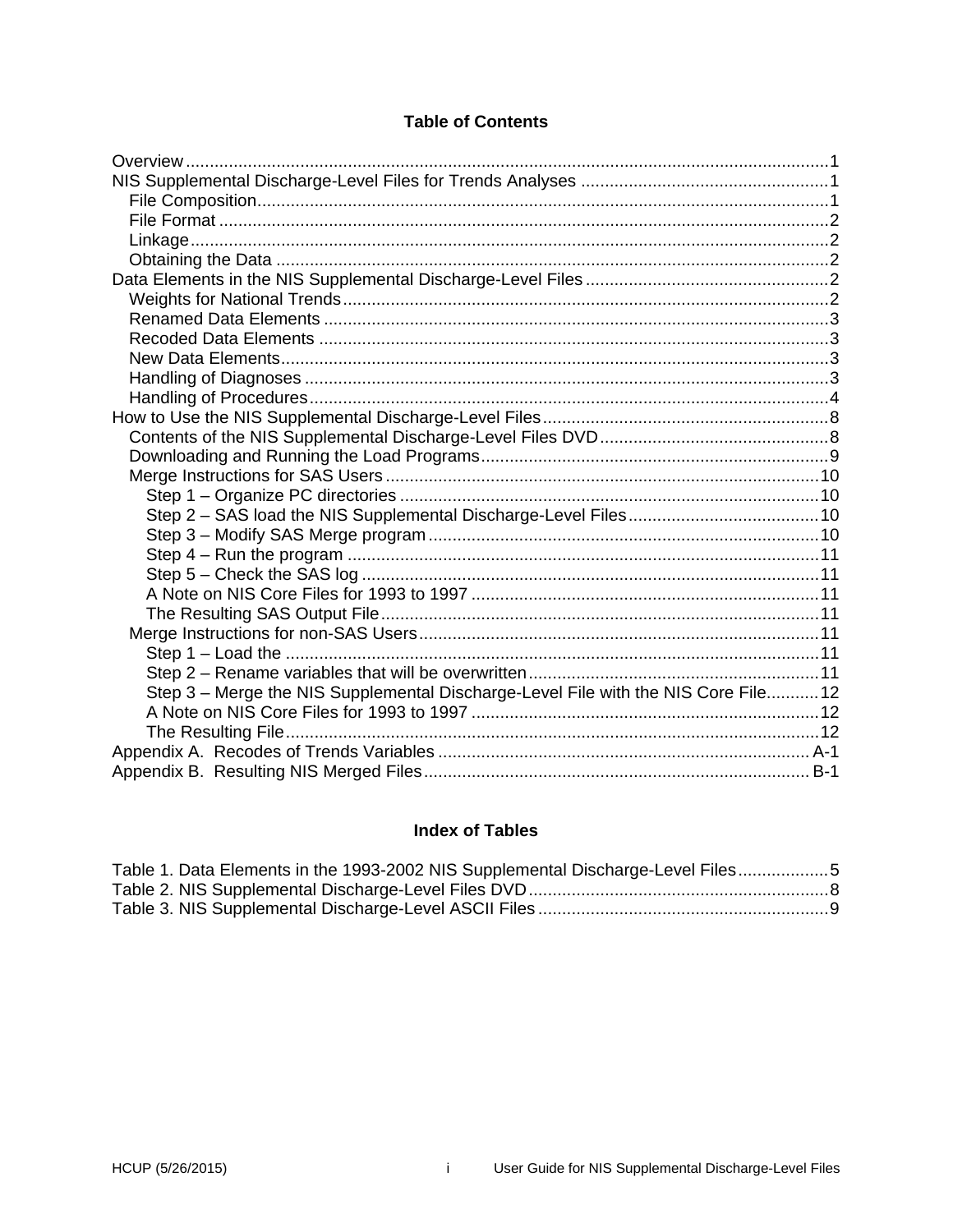## Table of Contents

- Overview ........ 1
- NIS Supplemental Discharge-Level Files for Trends Analyses ........ 1
  - File Composition ........ 1
  - File Format ........ 2
  - Linkage ........ 2
  - Obtaining the Data ........ 2
- Data Elements in the NIS Supplemental Discharge-Level Files ........ 2
  - Weights for National Trends ........ 2
  - Renamed Data Elements ........ 3
  - Recoded Data Elements ........ 3
  - New Data Elements ........ 3
  - Handling of Diagnoses ........ 3
  - Handling of Procedures ........ 4
- How to Use the NIS Supplemental Discharge-Level Files ........ 8
  - Contents of the NIS Supplemental Discharge-Level Files DVD ........ 8
  - Downloading and Running the Load Programs ........ 9
  - Merge Instructions for SAS Users ........ 10
    - Step 1 – Organize PC directories ........ 10
    - Step 2 – SAS load the NIS Supplemental Discharge-Level Files ........ 10
    - Step 3 – Modify SAS Merge program ........ 10
    - Step 4 – Run the program ........ 11
    - Step 5 – Check the SAS log ........ 11
    - A Note on NIS Core Files for 1993 to 1997 ........ 11
    - The Resulting SAS Output File ........ 11
  - Merge Instructions for non-SAS Users ........ 11
    - Step 1 – Load the ........ 11
    - Step 2 – Rename variables that will be overwritten ........ 11
    - Step 3 – Merge the NIS Supplemental Discharge-Level File with the NIS Core File ........ 12
    - A Note on NIS Core Files for 1993 to 1997 ........ 12
    - The Resulting File ........ 12
- Appendix A. Recodes of Trends Variables ........ A-1
- Appendix B. Resulting NIS Merged Files ........ B-1

## Index of Tables

- Table 1. Data Elements in the 1993-2002 NIS Supplemental Discharge-Level Files ........ 5
- Table 2. NIS Supplemental Discharge-Level Files DVD ........ 8
- Table 3. NIS Supplemental Discharge-Level ASCII Files ........ 9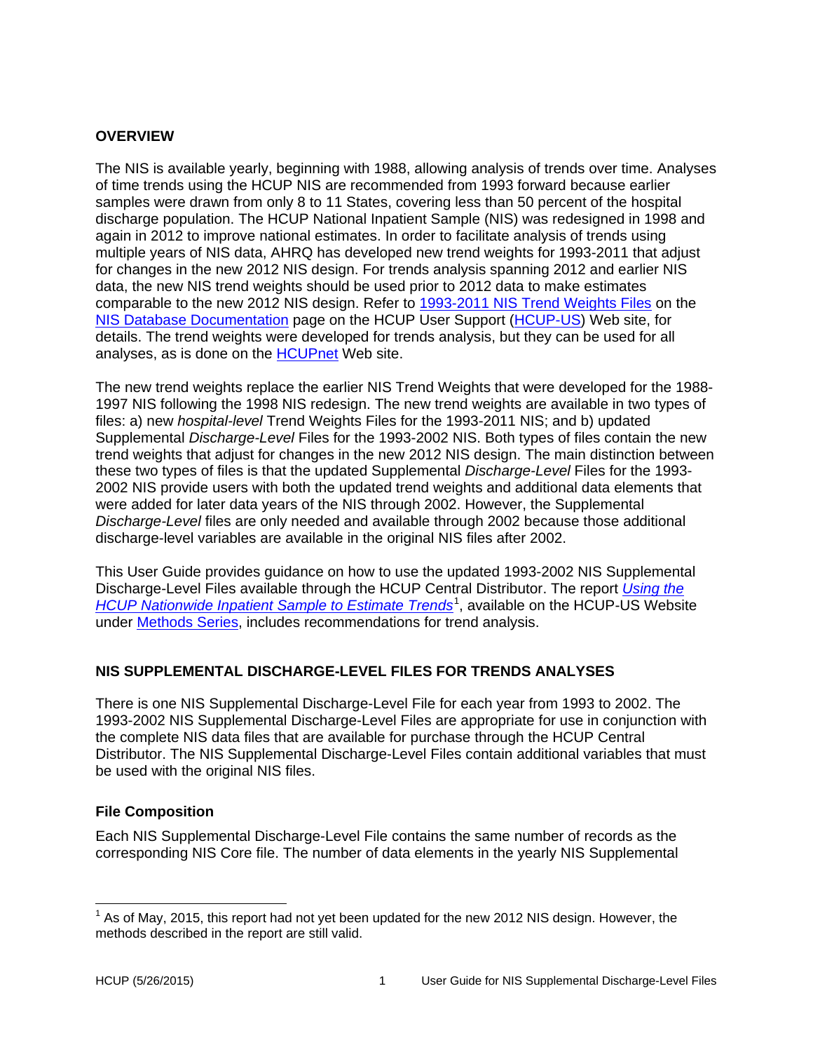## OVERVIEW

The NIS is available yearly, beginning with 1988, allowing analysis of trends over time. Analyses of time trends using the HCUP NIS are recommended from 1993 forward because earlier samples were drawn from only 8 to 11 States, covering less than 50 percent of the hospital discharge population. The HCUP National Inpatient Sample (NIS) was redesigned in 1998 and again in 2012 to improve national estimates. In order to facilitate analysis of trends using multiple years of NIS data, AHRQ has developed new trend weights for 1993-2011 that adjust for changes in the new 2012 NIS design. For trends analysis spanning 2012 and earlier NIS data, the new NIS trend weights should be used prior to 2012 data to make estimates comparable to the new 2012 NIS design. Refer to 1993-2011 NIS Trend Weights Files on the NIS Database Documentation page on the HCUP User Support (HCUP-US) Web site, for details. The trend weights were developed for trends analysis, but they can be used for all analyses, as is done on the HCUPnet Web site.

The new trend weights replace the earlier NIS Trend Weights that were developed for the 1988-1997 NIS following the 1998 NIS redesign. The new trend weights are available in two types of files: a) new *hospital-level* Trend Weights Files for the 1993-2011 NIS; and b) updated Supplemental *Discharge-Level* Files for the 1993-2002 NIS. Both types of files contain the new trend weights that adjust for changes in the new 2012 NIS design. The main distinction between these two types of files is that the updated Supplemental *Discharge-Level* Files for the 1993-2002 NIS provide users with both the updated trend weights and additional data elements that were added for later data years of the NIS through 2002. However, the Supplemental *Discharge-Level* files are only needed and available through 2002 because those additional discharge-level variables are available in the original NIS files after 2002.

This User Guide provides guidance on how to use the updated 1993-2002 NIS Supplemental Discharge-Level Files available through the HCUP Central Distributor. The report *Using the HCUP Nationwide Inpatient Sample to Estimate Trends*[1], available on the HCUP-US Website under Methods Series, includes recommendations for trend analysis.

## NIS SUPPLEMENTAL DISCHARGE-LEVEL FILES FOR TRENDS ANALYSES

There is one NIS Supplemental Discharge-Level File for each year from 1993 to 2002. The 1993-2002 NIS Supplemental Discharge-Level Files are appropriate for use in conjunction with the complete NIS data files that are available for purchase through the HCUP Central Distributor. The NIS Supplemental Discharge-Level Files contain additional variables that must be used with the original NIS files.

### File Composition

Each NIS Supplemental Discharge-Level File contains the same number of records as the corresponding NIS Core file. The number of data elements in the yearly NIS Supplemental

[1] As of May, 2015, this report had not yet been updated for the new 2012 NIS design. However, the methods described in the report are still valid.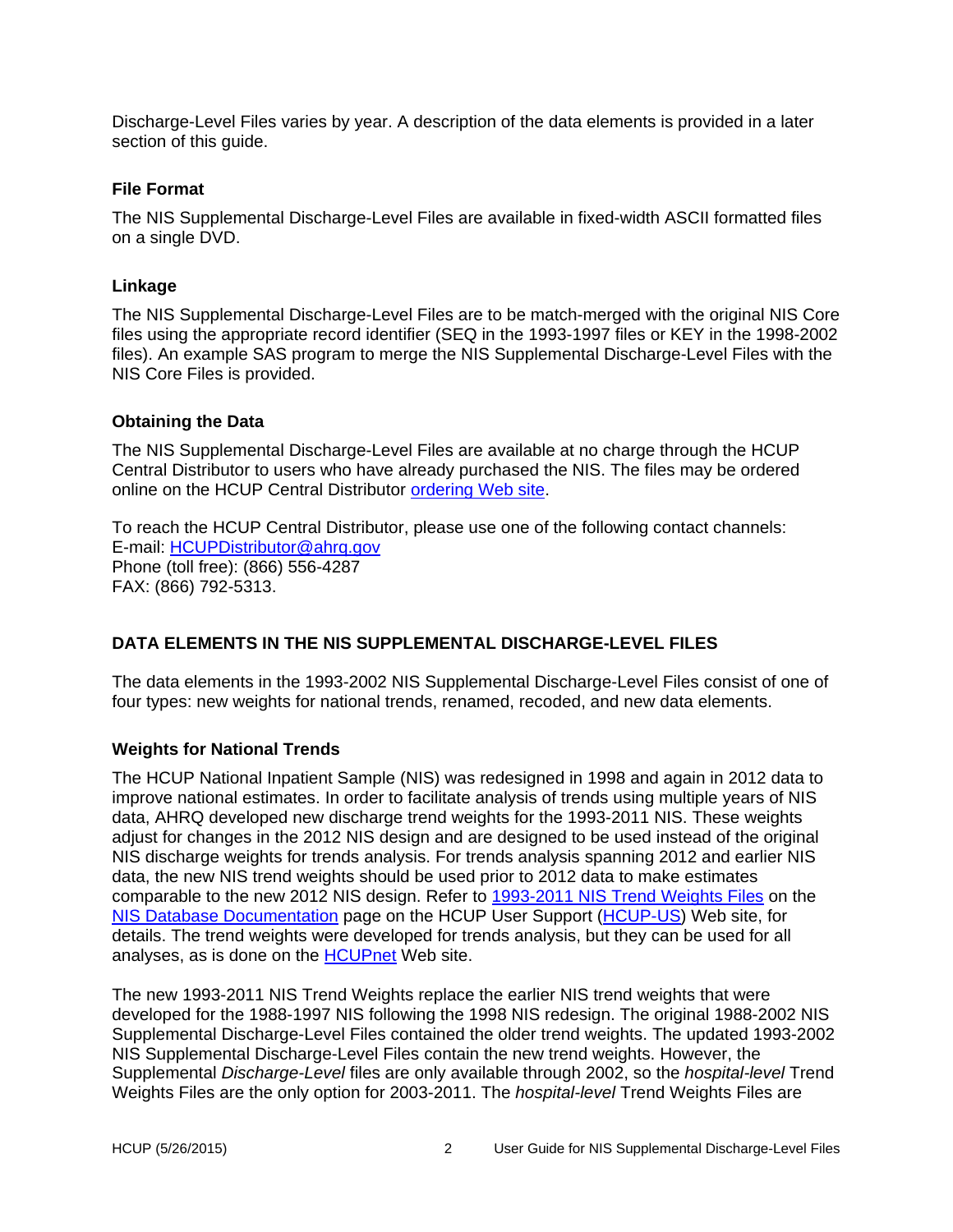Discharge-Level Files varies by year. A description of the data elements is provided in a later section of this guide.

### File Format

The NIS Supplemental Discharge-Level Files are available in fixed-width ASCII formatted files on a single DVD.

### Linkage

The NIS Supplemental Discharge-Level Files are to be match-merged with the original NIS Core files using the appropriate record identifier (SEQ in the 1993-1997 files or KEY in the 1998-2002 files). An example SAS program to merge the NIS Supplemental Discharge-Level Files with the NIS Core Files is provided.

### Obtaining the Data

The NIS Supplemental Discharge-Level Files are available at no charge through the HCUP Central Distributor to users who have already purchased the NIS. The files may be ordered online on the HCUP Central Distributor ordering Web site.

To reach the HCUP Central Distributor, please use one of the following contact channels:
E-mail: HCUPDistributor@ahrq.gov
Phone (toll free): (866) 556-4287
FAX: (866) 792-5313.

## DATA ELEMENTS IN THE NIS SUPPLEMENTAL DISCHARGE-LEVEL FILES

The data elements in the 1993-2002 NIS Supplemental Discharge-Level Files consist of one of four types: new weights for national trends, renamed, recoded, and new data elements.

### Weights for National Trends

The HCUP National Inpatient Sample (NIS) was redesigned in 1998 and again in 2012 data to improve national estimates. In order to facilitate analysis of trends using multiple years of NIS data, AHRQ developed new discharge trend weights for the 1993-2011 NIS. These weights adjust for changes in the 2012 NIS design and are designed to be used instead of the original NIS discharge weights for trends analysis. For trends analysis spanning 2012 and earlier NIS data, the new NIS trend weights should be used prior to 2012 data to make estimates comparable to the new 2012 NIS design. Refer to 1993-2011 NIS Trend Weights Files on the NIS Database Documentation page on the HCUP User Support (HCUP-US) Web site, for details. The trend weights were developed for trends analysis, but they can be used for all analyses, as is done on the HCUPnet Web site.

The new 1993-2011 NIS Trend Weights replace the earlier NIS trend weights that were developed for the 1988-1997 NIS following the 1998 NIS redesign. The original 1988-2002 NIS Supplemental Discharge-Level Files contained the older trend weights. The updated 1993-2002 NIS Supplemental Discharge-Level Files contain the new trend weights. However, the Supplemental *Discharge-Level* files are only available through 2002, so the *hospital-level* Trend Weights Files are the only option for 2003-2011. The *hospital-level* Trend Weights Files are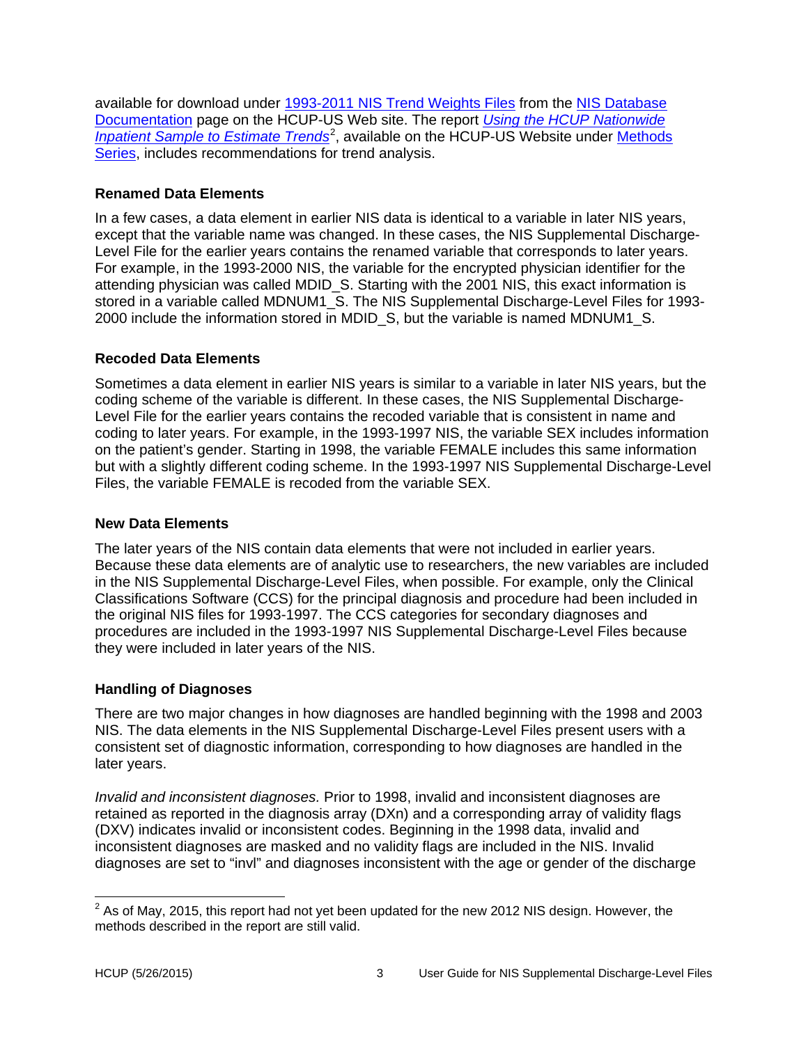available for download under 1993-2011 NIS Trend Weights Files from the NIS Database Documentation page on the HCUP-US Web site. The report *Using the HCUP Nationwide Inpatient Sample to Estimate Trends*[2], available on the HCUP-US Website under Methods Series, includes recommendations for trend analysis.

### Renamed Data Elements

In a few cases, a data element in earlier NIS data is identical to a variable in later NIS years, except that the variable name was changed. In these cases, the NIS Supplemental Discharge-Level File for the earlier years contains the renamed variable that corresponds to later years. For example, in the 1993-2000 NIS, the variable for the encrypted physician identifier for the attending physician was called MDID_S. Starting with the 2001 NIS, this exact information is stored in a variable called MDNUM1_S. The NIS Supplemental Discharge-Level Files for 1993-2000 include the information stored in MDID_S, but the variable is named MDNUM1_S.

### Recoded Data Elements

Sometimes a data element in earlier NIS years is similar to a variable in later NIS years, but the coding scheme of the variable is different. In these cases, the NIS Supplemental Discharge-Level File for the earlier years contains the recoded variable that is consistent in name and coding to later years. For example, in the 1993-1997 NIS, the variable SEX includes information on the patient's gender. Starting in 1998, the variable FEMALE includes this same information but with a slightly different coding scheme. In the 1993-1997 NIS Supplemental Discharge-Level Files, the variable FEMALE is recoded from the variable SEX.

### New Data Elements

The later years of the NIS contain data elements that were not included in earlier years. Because these data elements are of analytic use to researchers, the new variables are included in the NIS Supplemental Discharge-Level Files, when possible. For example, only the Clinical Classifications Software (CCS) for the principal diagnosis and procedure had been included in the original NIS files for 1993-1997. The CCS categories for secondary diagnoses and procedures are included in the 1993-1997 NIS Supplemental Discharge-Level Files because they were included in later years of the NIS.

### Handling of Diagnoses

There are two major changes in how diagnoses are handled beginning with the 1998 and 2003 NIS. The data elements in the NIS Supplemental Discharge-Level Files present users with a consistent set of diagnostic information, corresponding to how diagnoses are handled in the later years.

*Invalid and inconsistent diagnoses.* Prior to 1998, invalid and inconsistent diagnoses are retained as reported in the diagnosis array (DXn) and a corresponding array of validity flags (DXV) indicates invalid or inconsistent codes. Beginning in the 1998 data, invalid and inconsistent diagnoses are masked and no validity flags are included in the NIS. Invalid diagnoses are set to "invl" and diagnoses inconsistent with the age or gender of the discharge

---

[2] As of May, 2015, this report had not yet been updated for the new 2012 NIS design. However, the methods described in the report are still valid.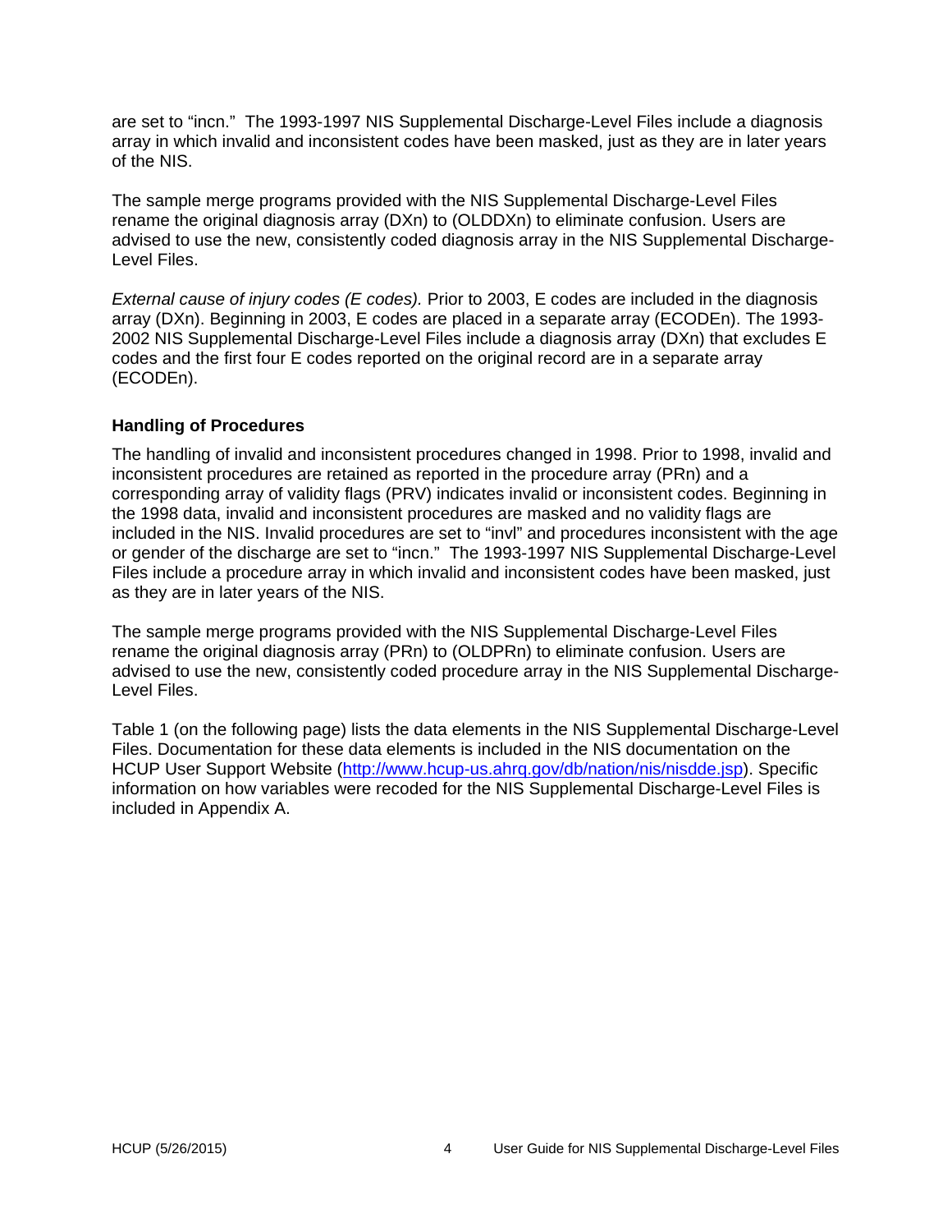are set to "incn." The 1993-1997 NIS Supplemental Discharge-Level Files include a diagnosis array in which invalid and inconsistent codes have been masked, just as they are in later years of the NIS.

The sample merge programs provided with the NIS Supplemental Discharge-Level Files rename the original diagnosis array (DXn) to (OLDDXn) to eliminate confusion. Users are advised to use the new, consistently coded diagnosis array in the NIS Supplemental Discharge-Level Files.

*External cause of injury codes (E codes).* Prior to 2003, E codes are included in the diagnosis array (DXn). Beginning in 2003, E codes are placed in a separate array (ECODEn). The 1993-2002 NIS Supplemental Discharge-Level Files include a diagnosis array (DXn) that excludes E codes and the first four E codes reported on the original record are in a separate array (ECODEn).

### Handling of Procedures

The handling of invalid and inconsistent procedures changed in 1998. Prior to 1998, invalid and inconsistent procedures are retained as reported in the procedure array (PRn) and a corresponding array of validity flags (PRV) indicates invalid or inconsistent codes. Beginning in the 1998 data, invalid and inconsistent procedures are masked and no validity flags are included in the NIS. Invalid procedures are set to "invl" and procedures inconsistent with the age or gender of the discharge are set to "incn." The 1993-1997 NIS Supplemental Discharge-Level Files include a procedure array in which invalid and inconsistent codes have been masked, just as they are in later years of the NIS.

The sample merge programs provided with the NIS Supplemental Discharge-Level Files rename the original diagnosis array (PRn) to (OLDPRn) to eliminate confusion. Users are advised to use the new, consistently coded procedure array in the NIS Supplemental Discharge-Level Files.

Table 1 (on the following page) lists the data elements in the NIS Supplemental Discharge-Level Files. Documentation for these data elements is included in the NIS documentation on the HCUP User Support Website (http://www.hcup-us.ahrq.gov/db/nation/nis/nisdde.jsp). Specific information on how variables were recoded for the NIS Supplemental Discharge-Level Files is included in Appendix A.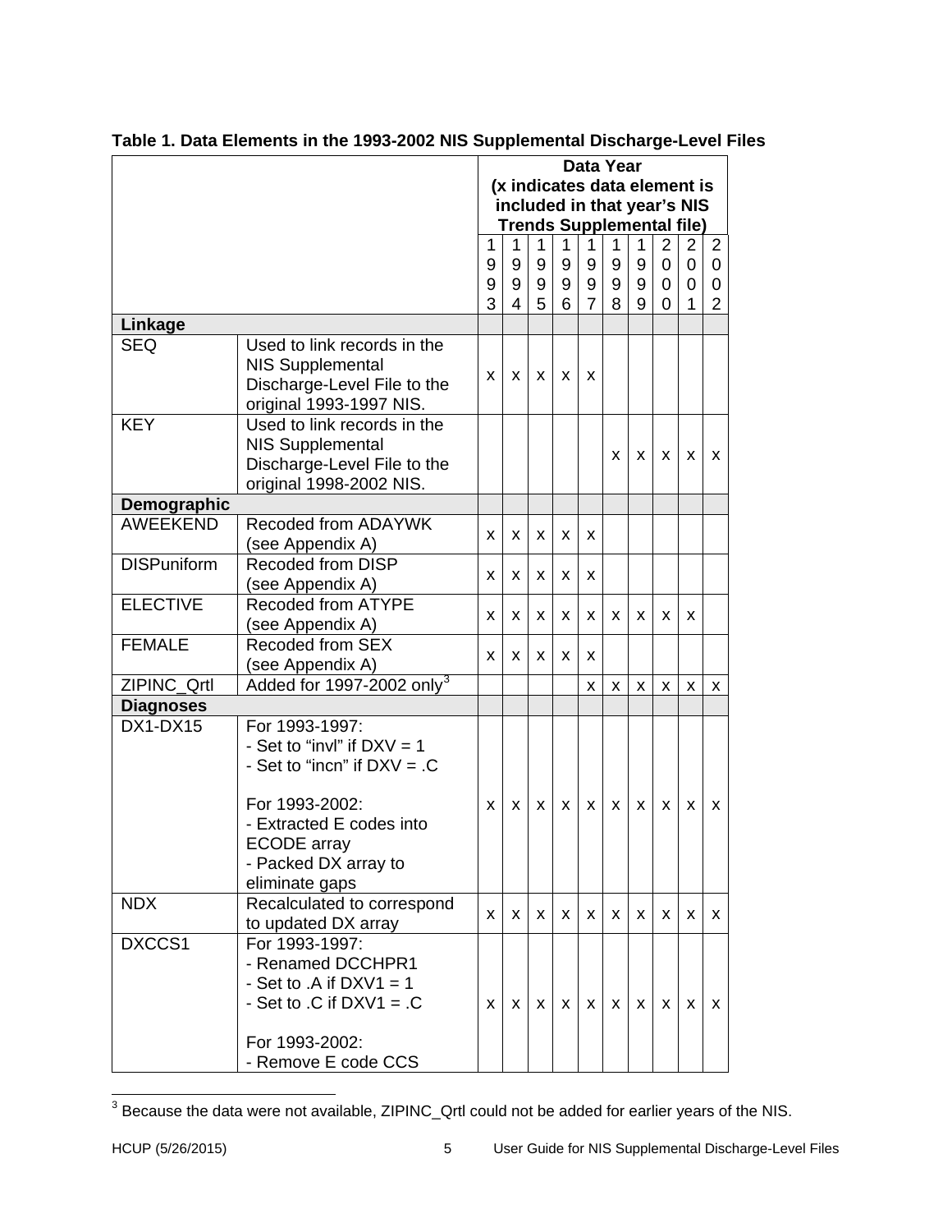**Table 1. Data Elements in the 1993-2002 NIS Supplemental Discharge-Level Files**

| | | Data Year (x indicates data element is included in that year's NIS Trends Supplemental file) | | | | | | | | | |
|---|---|---|---|---|---|---|---|---|---|---|---|
| | | 1993 | 1994 | 1995 | 1996 | 1997 | 1998 | 1999 | 2000 | 2001 | 2002 |
| **Linkage** | | | | | | | | | | | |
| SEQ | Used to link records in the NIS Supplemental Discharge-Level File to the original 1993-1997 NIS. | x | x | x | x | x | | | | | |
| KEY | Used to link records in the NIS Supplemental Discharge-Level File to the original 1998-2002 NIS. | | | | | | x | x | x | x | x |
| **Demographic** | | | | | | | | | | | |
| AWEEKEND | Recoded from ADAYWK (see Appendix A) | x | x | x | x | x | | | | | |
| DISPuniform | Recoded from DISP (see Appendix A) | x | x | x | x | x | | | | | |
| ELECTIVE | Recoded from ATYPE (see Appendix A) | x | x | x | x | x | x | x | x | x | |
| FEMALE | Recoded from SEX (see Appendix A) | x | x | x | x | x | | | | | |
| ZIPINC_Qrtl | Added for 1997-2002 only[3] | | | | | x | x | x | x | x | x |
| **Diagnoses** | | | | | | | | | | | |
| DX1-DX15 | For 1993-1997:<br>- Set to "invl" if DXV = 1<br>- Set to "incn" if DXV = .C<br><br>For 1993-2002:<br>- Extracted E codes into ECODE array<br>- Packed DX array to eliminate gaps | x | x | x | x | x | x | x | x | x | x |
| NDX | Recalculated to correspond to updated DX array | x | x | x | x | x | x | x | x | x | x |
| DXCCS1 | For 1993-1997:<br>- Renamed DCCHPR1<br>- Set to .A if DXV1 = 1<br>- Set to .C if DXV1 = .C<br><br>For 1993-2002:<br>- Remove E code CCS | x | x | x | x | x | x | x | x | x | x |

[3] Because the data were not available, ZIPINC_Qrtl could not be added for earlier years of the NIS.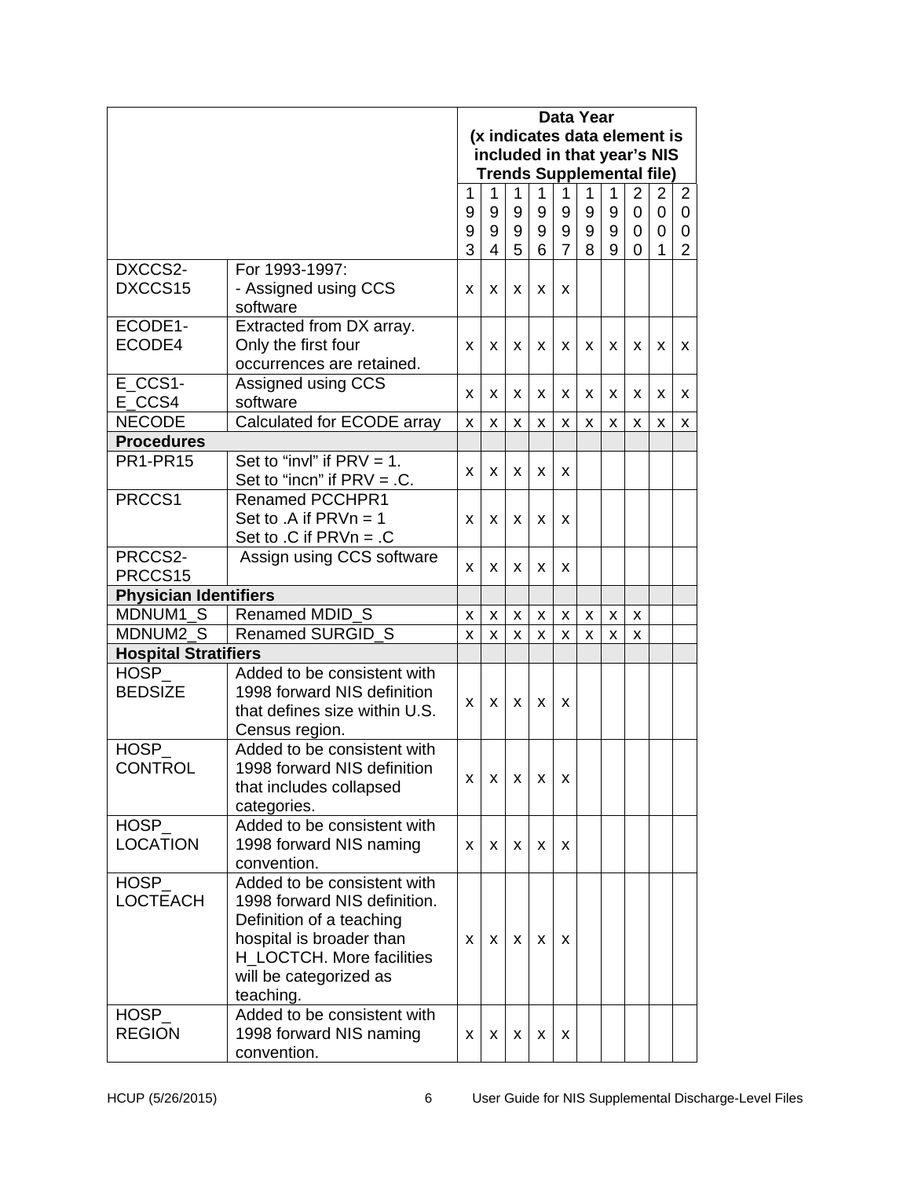| | | Data Year (x indicates data element is included in that year's NIS Trends Supplemental file) | | | | | | | | | |
|---|---|---|---|---|---|---|---|---|---|---|---|
| | | 1993 | 1994 | 1995 | 1996 | 1997 | 1998 | 1999 | 2000 | 2001 | 2002 |
| DXCCS2-DXCCS15 | For 1993-1997: - Assigned using CCS software | x | x | x | x | x | | | | | |
| ECODE1-ECODE4 | Extracted from DX array. Only the first four occurrences are retained. | x | x | x | x | x | x | x | x | x | x |
| E_CCS1-E_CCS4 | Assigned using CCS software | x | x | x | x | x | x | x | x | x | x |
| NECODE | Calculated for ECODE array | x | x | x | x | x | x | x | x | x | x |
| **Procedures** | | | | | | | | | | | |
| PR1-PR15 | Set to "invl" if PRV = 1. Set to "incn" if PRV = .C. | x | x | x | x | x | | | | | |
| PRCCS1 | Renamed PCCHPR1 Set to .A if PRVn = 1 Set to .C if PRVn = .C | x | x | x | x | x | | | | | |
| PRCCS2-PRCCS15 | Assign using CCS software | x | x | x | x | x | | | | | |
| **Physician Identifiers** | | | | | | | | | | | |
| MDNUM1_S | Renamed MDID_S | x | x | x | x | x | x | x | x | | |
| MDNUM2_S | Renamed SURGID_S | x | x | x | x | x | x | x | x | | |
| **Hospital Stratifiers** | | | | | | | | | | | |
| HOSP_BEDSIZE | Added to be consistent with 1998 forward NIS definition that defines size within U.S. Census region. | x | x | x | x | x | | | | | |
| HOSP_CONTROL | Added to be consistent with 1998 forward NIS definition that includes collapsed categories. | x | x | x | x | x | | | | | |
| HOSP_LOCATION | Added to be consistent with 1998 forward NIS naming convention. | x | x | x | x | x | | | | | |
| HOSP_LOCTEACH | Added to be consistent with 1998 forward NIS definition. Definition of a teaching hospital is broader than H_LOCTCH. More facilities will be categorized as teaching. | x | x | x | x | x | | | | | |
| HOSP_REGION | Added to be consistent with 1998 forward NIS naming convention. | x | x | x | x | x | | | | | |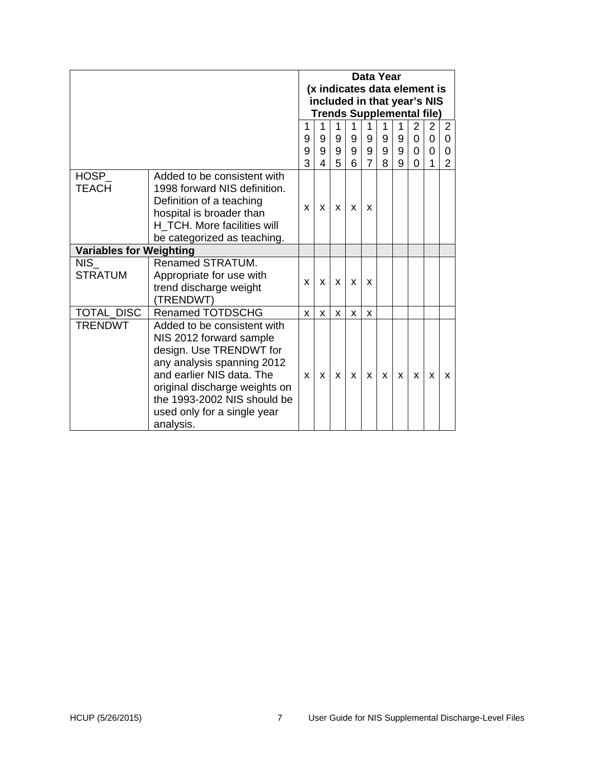| | | Data Year (x indicates data element is included in that year's NIS Trends Supplemental file) | | | | | | | | | |
|---|---|---|---|---|---|---|---|---|---|---|---|
| | | 1993 | 1994 | 1995 | 1996 | 1997 | 1998 | 1999 | 2000 | 2001 | 2002 |
| HOSP_TEACH | Added to be consistent with 1998 forward NIS definition. Definition of a teaching hospital is broader than H_TCH. More facilities will be categorized as teaching. | x | x | x | x | x | | | | | |
| **Variables for Weighting** | | | | | | | | | | | |
| NIS_STRATUM | Renamed STRATUM. Appropriate for use with trend discharge weight (TRENDWT) | x | x | x | x | x | | | | | |
| TOTAL_DISC | Renamed TOTDSCHG | x | x | x | x | x | | | | | |
| TRENDWT | Added to be consistent with NIS 2012 forward sample design. Use TRENDWT for any analysis spanning 2012 and earlier NIS data. The original discharge weights on the 1993-2002 NIS should be used only for a single year analysis. | x | x | x | x | x | x | x | x | x | x |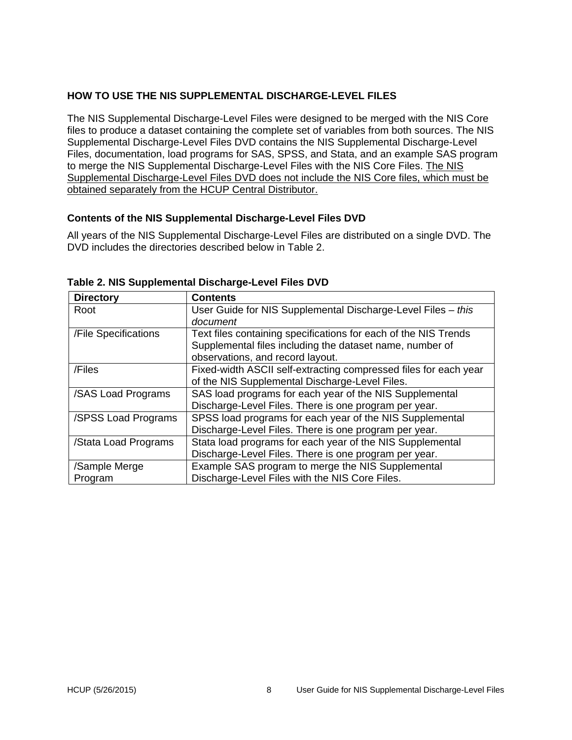## HOW TO USE THE NIS SUPPLEMENTAL DISCHARGE-LEVEL FILES

The NIS Supplemental Discharge-Level Files were designed to be merged with the NIS Core files to produce a dataset containing the complete set of variables from both sources. The NIS Supplemental Discharge-Level Files DVD contains the NIS Supplemental Discharge-Level Files, documentation, load programs for SAS, SPSS, and Stata, and an example SAS program to merge the NIS Supplemental Discharge-Level Files with the NIS Core Files. The NIS Supplemental Discharge-Level Files DVD does not include the NIS Core files, which must be obtained separately from the HCUP Central Distributor.

### Contents of the NIS Supplemental Discharge-Level Files DVD

All years of the NIS Supplemental Discharge-Level Files are distributed on a single DVD. The DVD includes the directories described below in Table 2.

**Table 2. NIS Supplemental Discharge-Level Files DVD**

| Directory | Contents |
|---|---|
| Root | User Guide for NIS Supplemental Discharge-Level Files – *this document* |
| /File Specifications | Text files containing specifications for each of the NIS Trends Supplemental files including the dataset name, number of observations, and record layout. |
| /Files | Fixed-width ASCII self-extracting compressed files for each year of the NIS Supplemental Discharge-Level Files. |
| /SAS Load Programs | SAS load programs for each year of the NIS Supplemental Discharge-Level Files. There is one program per year. |
| /SPSS Load Programs | SPSS load programs for each year of the NIS Supplemental Discharge-Level Files. There is one program per year. |
| /Stata Load Programs | Stata load programs for each year of the NIS Supplemental Discharge-Level Files. There is one program per year. |
| /Sample Merge Program | Example SAS program to merge the NIS Supplemental Discharge-Level Files with the NIS Core Files. |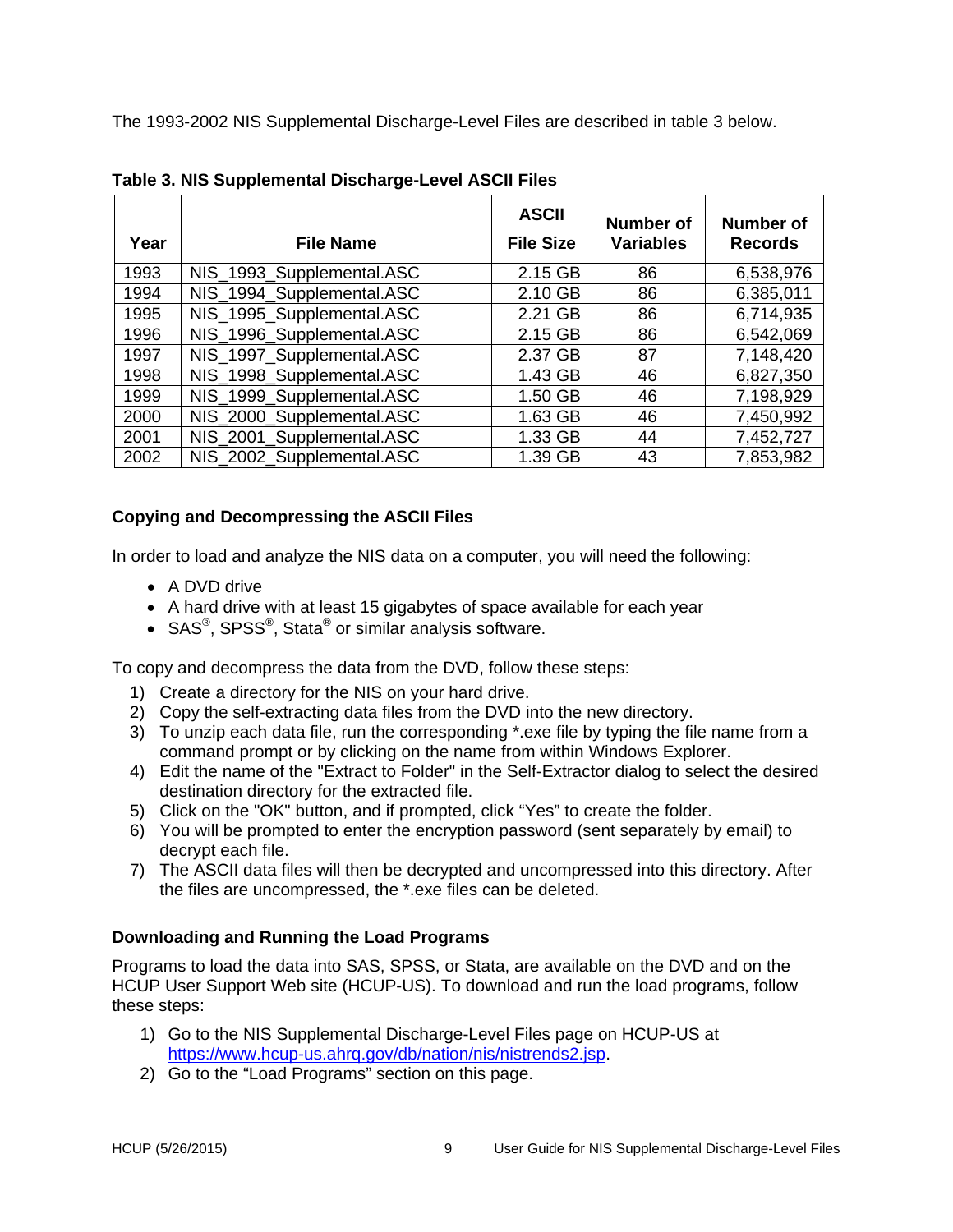The 1993-2002 NIS Supplemental Discharge-Level Files are described in table 3 below.

**Table 3. NIS Supplemental Discharge-Level ASCII Files**

| Year | File Name | ASCII File Size | Number of Variables | Number of Records |
|---|---|---|---|---|
| 1993 | NIS_1993_Supplemental.ASC | 2.15 GB | 86 | 6,538,976 |
| 1994 | NIS_1994_Supplemental.ASC | 2.10 GB | 86 | 6,385,011 |
| 1995 | NIS_1995_Supplemental.ASC | 2.21 GB | 86 | 6,714,935 |
| 1996 | NIS_1996_Supplemental.ASC | 2.15 GB | 86 | 6,542,069 |
| 1997 | NIS_1997_Supplemental.ASC | 2.37 GB | 87 | 7,148,420 |
| 1998 | NIS_1998_Supplemental.ASC | 1.43 GB | 46 | 6,827,350 |
| 1999 | NIS_1999_Supplemental.ASC | 1.50 GB | 46 | 7,198,929 |
| 2000 | NIS_2000_Supplemental.ASC | 1.63 GB | 46 | 7,450,992 |
| 2001 | NIS_2001_Supplemental.ASC | 1.33 GB | 44 | 7,452,727 |
| 2002 | NIS_2002_Supplemental.ASC | 1.39 GB | 43 | 7,853,982 |

### Copying and Decompressing the ASCII Files

In order to load and analyze the NIS data on a computer, you will need the following:

- A DVD drive
- A hard drive with at least 15 gigabytes of space available for each year
- SAS®, SPSS®, Stata® or similar analysis software.

To copy and decompress the data from the DVD, follow these steps:

1) Create a directory for the NIS on your hard drive.
2) Copy the self-extracting data files from the DVD into the new directory.
3) To unzip each data file, run the corresponding *.exe file by typing the file name from a command prompt or by clicking on the name from within Windows Explorer.
4) Edit the name of the "Extract to Folder" in the Self-Extractor dialog to select the desired destination directory for the extracted file.
5) Click on the "OK" button, and if prompted, click "Yes" to create the folder.
6) You will be prompted to enter the encryption password (sent separately by email) to decrypt each file.
7) The ASCII data files will then be decrypted and uncompressed into this directory. After the files are uncompressed, the *.exe files can be deleted.

### Downloading and Running the Load Programs

Programs to load the data into SAS, SPSS, or Stata, are available on the DVD and on the HCUP User Support Web site (HCUP-US). To download and run the load programs, follow these steps:

1) Go to the NIS Supplemental Discharge-Level Files page on HCUP-US at https://www.hcup-us.ahrq.gov/db/nation/nis/nistrends2.jsp.
2) Go to the "Load Programs" section on this page.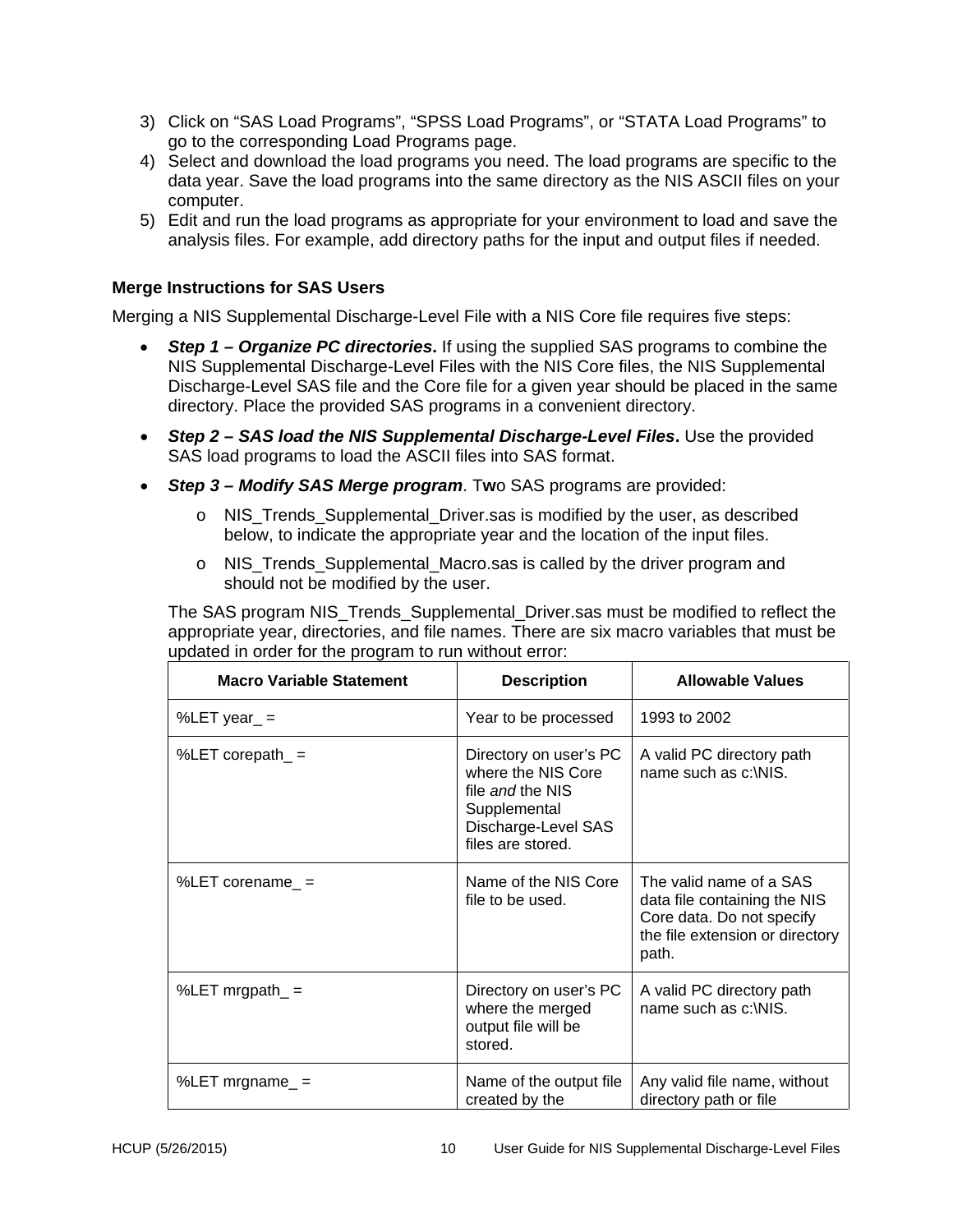3) Click on “SAS Load Programs”, “SPSS Load Programs”, or “STATA Load Programs” to go to the corresponding Load Programs page.
4) Select and download the load programs you need. The load programs are specific to the data year. Save the load programs into the same directory as the NIS ASCII files on your computer.
5) Edit and run the load programs as appropriate for your environment to load and save the analysis files. For example, add directory paths for the input and output files if needed.

### Merge Instructions for SAS Users

Merging a NIS Supplemental Discharge-Level File with a NIS Core file requires five steps:

- ***Step 1 – Organize PC directories*****.** If using the supplied SAS programs to combine the NIS Supplemental Discharge-Level Files with the NIS Core files, the NIS Supplemental Discharge-Level SAS file and the Core file for a given year should be placed in the same directory. Place the provided SAS programs in a convenient directory.
- ***Step 2 – SAS load the NIS Supplemental Discharge-Level Files*****.** Use the provided SAS load programs to load the ASCII files into SAS format.
- ***Step 3 – Modify SAS Merge program***. Two SAS programs are provided:
  - o NIS_Trends_Supplemental_Driver.sas is modified by the user, as described below, to indicate the appropriate year and the location of the input files.
  - o NIS_Trends_Supplemental_Macro.sas is called by the driver program and should not be modified by the user.

  The SAS program NIS_Trends_Supplemental_Driver.sas must be modified to reflect the appropriate year, directories, and file names. There are six macro variables that must be updated in order for the program to run without error:

| Macro Variable Statement | Description | Allowable Values |
|---|---|---|
| %LET year_ = | Year to be processed | 1993 to 2002 |
| %LET corepath_ = | Directory on user’s PC where the NIS Core file *and* the NIS Supplemental Discharge-Level SAS files are stored. | A valid PC directory path name such as c:\NIS. |
| %LET corename_ = | Name of the NIS Core file to be used. | The valid name of a SAS data file containing the NIS Core data. Do not specify the file extension or directory path. |
| %LET mrgpath_ = | Directory on user’s PC where the merged output file will be stored. | A valid PC directory path name such as c:\NIS. |
| %LET mrgname_ = | Name of the output file created by the | Any valid file name, without directory path or file |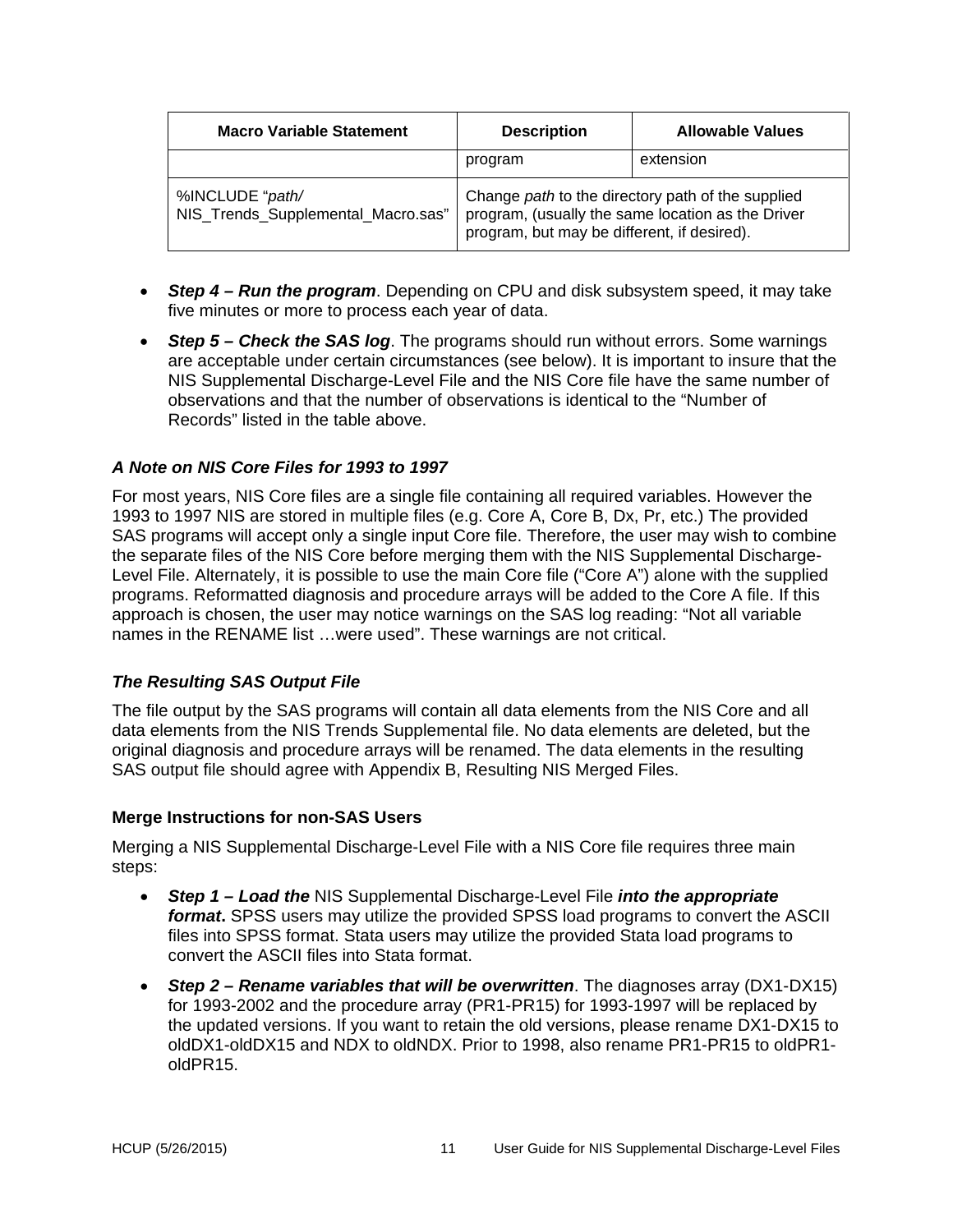| Macro Variable Statement | Description | Allowable Values |
|---|---|---|
| | program | extension |
| %INCLUDE "*path/* NIS_Trends_Supplemental_Macro.sas" | Change *path* to the directory path of the supplied program, (usually the same location as the Driver program, but may be different, if desired). | |

- ***Step 4 – Run the program***. Depending on CPU and disk subsystem speed, it may take five minutes or more to process each year of data.
- ***Step 5 – Check the SAS log***. The programs should run without errors. Some warnings are acceptable under certain circumstances (see below). It is important to insure that the NIS Supplemental Discharge-Level File and the NIS Core file have the same number of observations and that the number of observations is identical to the "Number of Records" listed in the table above.

### *A Note on NIS Core Files for 1993 to 1997*

For most years, NIS Core files are a single file containing all required variables. However the 1993 to 1997 NIS are stored in multiple files (e.g. Core A, Core B, Dx, Pr, etc.) The provided SAS programs will accept only a single input Core file. Therefore, the user may wish to combine the separate files of the NIS Core before merging them with the NIS Supplemental Discharge-Level File. Alternately, it is possible to use the main Core file ("Core A") alone with the supplied programs. Reformatted diagnosis and procedure arrays will be added to the Core A file. If this approach is chosen, the user may notice warnings on the SAS log reading: "Not all variable names in the RENAME list …were used". These warnings are not critical.

### *The Resulting SAS Output File*

The file output by the SAS programs will contain all data elements from the NIS Core and all data elements from the NIS Trends Supplemental file. No data elements are deleted, but the original diagnosis and procedure arrays will be renamed. The data elements in the resulting SAS output file should agree with Appendix B, Resulting NIS Merged Files.

### Merge Instructions for non-SAS Users

Merging a NIS Supplemental Discharge-Level File with a NIS Core file requires three main steps:

- ***Step 1 – Load the*** NIS Supplemental Discharge-Level File ***into the appropriate format*****.** SPSS users may utilize the provided SPSS load programs to convert the ASCII files into SPSS format. Stata users may utilize the provided Stata load programs to convert the ASCII files into Stata format.
- ***Step 2 – Rename variables that will be overwritten***. The diagnoses array (DX1-DX15) for 1993-2002 and the procedure array (PR1-PR15) for 1993-1997 will be replaced by the updated versions. If you want to retain the old versions, please rename DX1-DX15 to oldDX1-oldDX15 and NDX to oldNDX. Prior to 1998, also rename PR1-PR15 to oldPR1-oldPR15.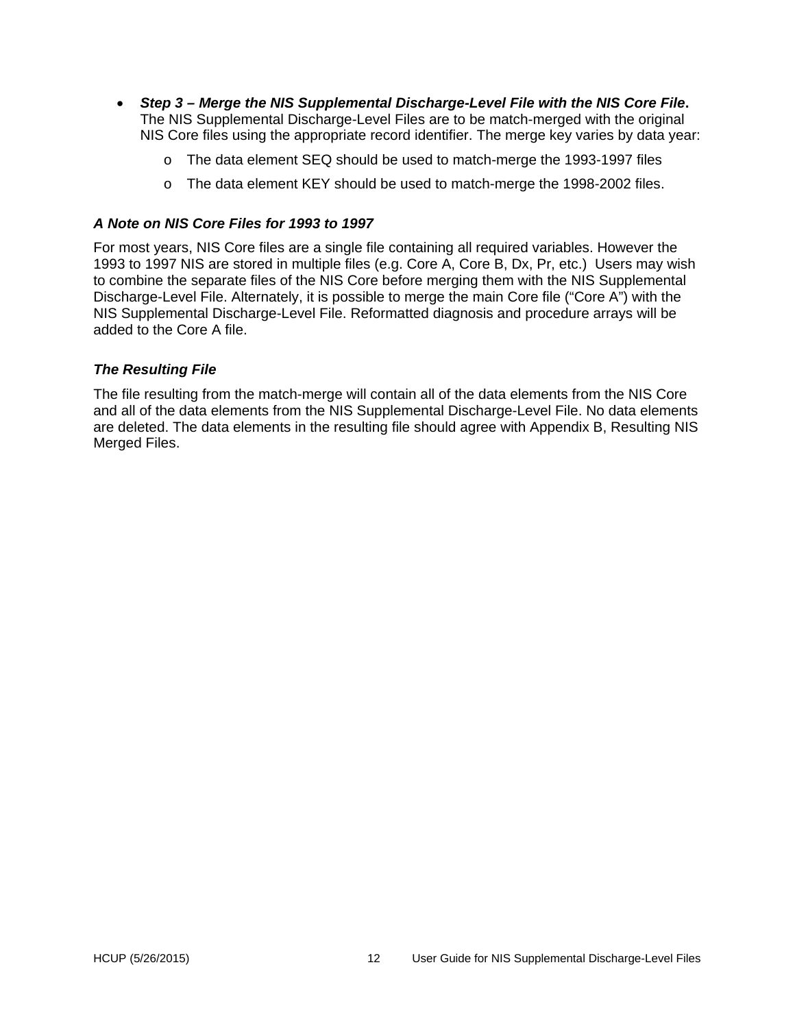- ***Step 3 – Merge the NIS Supplemental Discharge-Level File with the NIS Core File***. The NIS Supplemental Discharge-Level Files are to be match-merged with the original NIS Core files using the appropriate record identifier. The merge key varies by data year:
    - The data element SEQ should be used to match-merge the 1993-1997 files
    - The data element KEY should be used to match-merge the 1998-2002 files.

### *A Note on NIS Core Files for 1993 to 1997*

For most years, NIS Core files are a single file containing all required variables. However the 1993 to 1997 NIS are stored in multiple files (e.g. Core A, Core B, Dx, Pr, etc.) Users may wish to combine the separate files of the NIS Core before merging them with the NIS Supplemental Discharge-Level File. Alternately, it is possible to merge the main Core file ("Core A") with the NIS Supplemental Discharge-Level File. Reformatted diagnosis and procedure arrays will be added to the Core A file.

### *The Resulting File*

The file resulting from the match-merge will contain all of the data elements from the NIS Core and all of the data elements from the NIS Supplemental Discharge-Level File. No data elements are deleted. The data elements in the resulting file should agree with Appendix B, Resulting NIS Merged Files.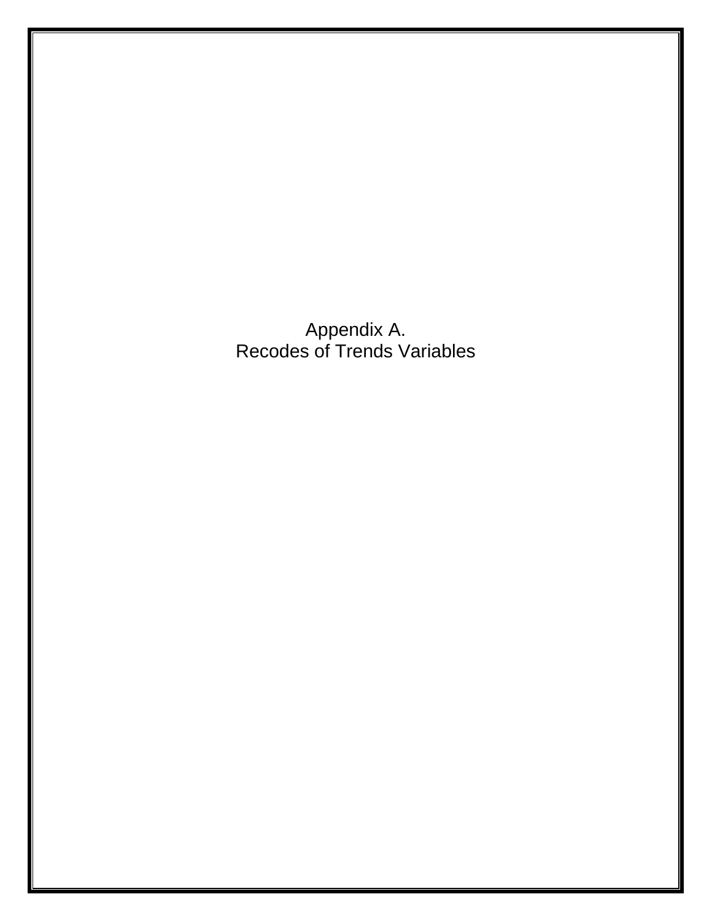# Appendix A.
# Recodes of Trends Variables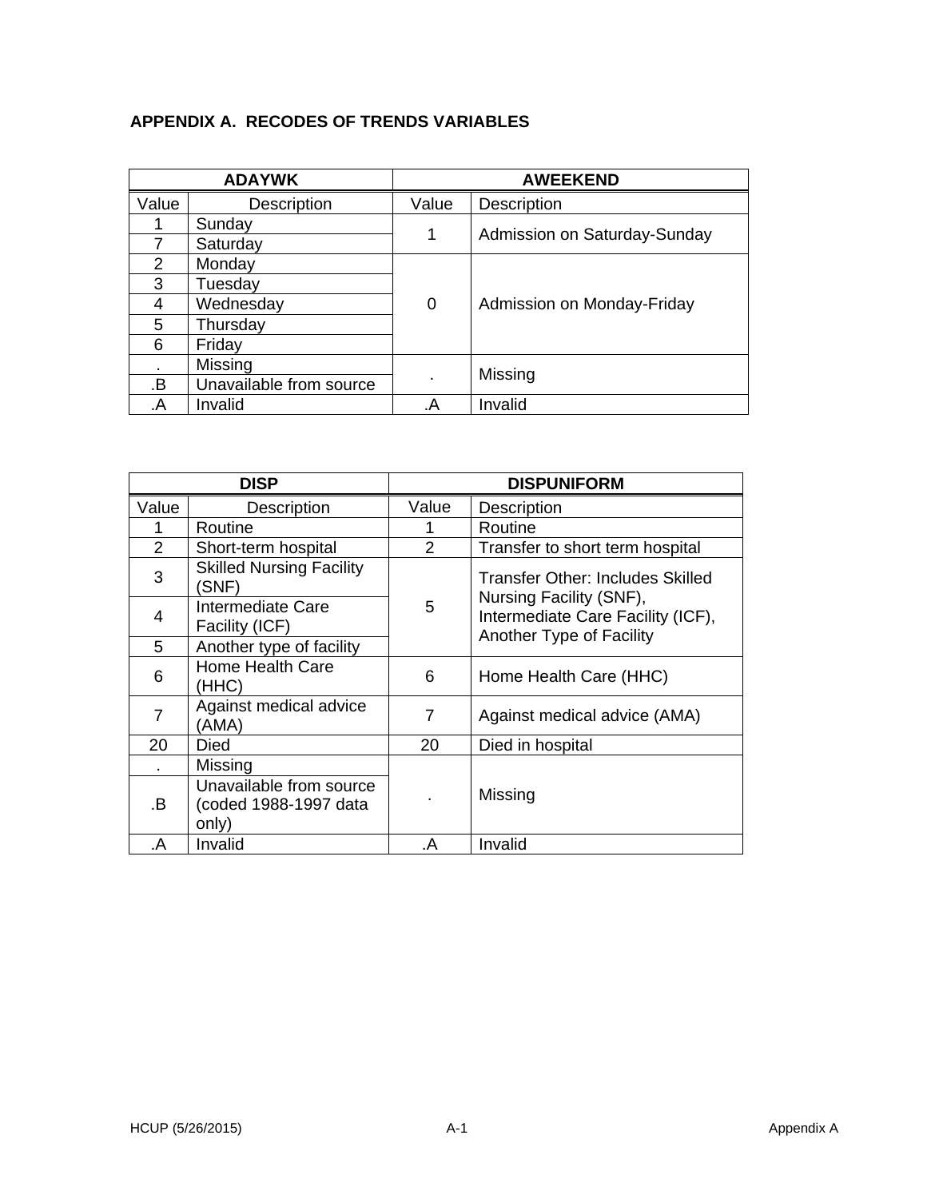## APPENDIX A. RECODES OF TRENDS VARIABLES

| ADAYWK | | AWEEKEND | |
|---|---|---|---|
| Value | Description | Value | Description |
| 1 | Sunday | 1 | Admission on Saturday-Sunday |
| 7 | Saturday | | |
| 2 | Monday | 0 | Admission on Monday-Friday |
| 3 | Tuesday | | |
| 4 | Wednesday | | |
| 5 | Thursday | | |
| 6 | Friday | | |
| . | Missing | . | Missing |
| .B | Unavailable from source | | |
| .A | Invalid | .A | Invalid |

| DISP | | DISPUNIFORM | |
|---|---|---|---|
| Value | Description | Value | Description |
| 1 | Routine | 1 | Routine |
| 2 | Short-term hospital | 2 | Transfer to short term hospital |
| 3 | Skilled Nursing Facility (SNF) | 5 | Transfer Other: Includes Skilled Nursing Facility (SNF), Intermediate Care Facility (ICF), Another Type of Facility |
| 4 | Intermediate Care Facility (ICF) | | |
| 5 | Another type of facility | | |
| 6 | Home Health Care (HHC) | 6 | Home Health Care (HHC) |
| 7 | Against medical advice (AMA) | 7 | Against medical advice (AMA) |
| 20 | Died | 20 | Died in hospital |
| . | Missing | . | Missing |
| .B | Unavailable from source (coded 1988-1997 data only) | | |
| .A | Invalid | .A | Invalid |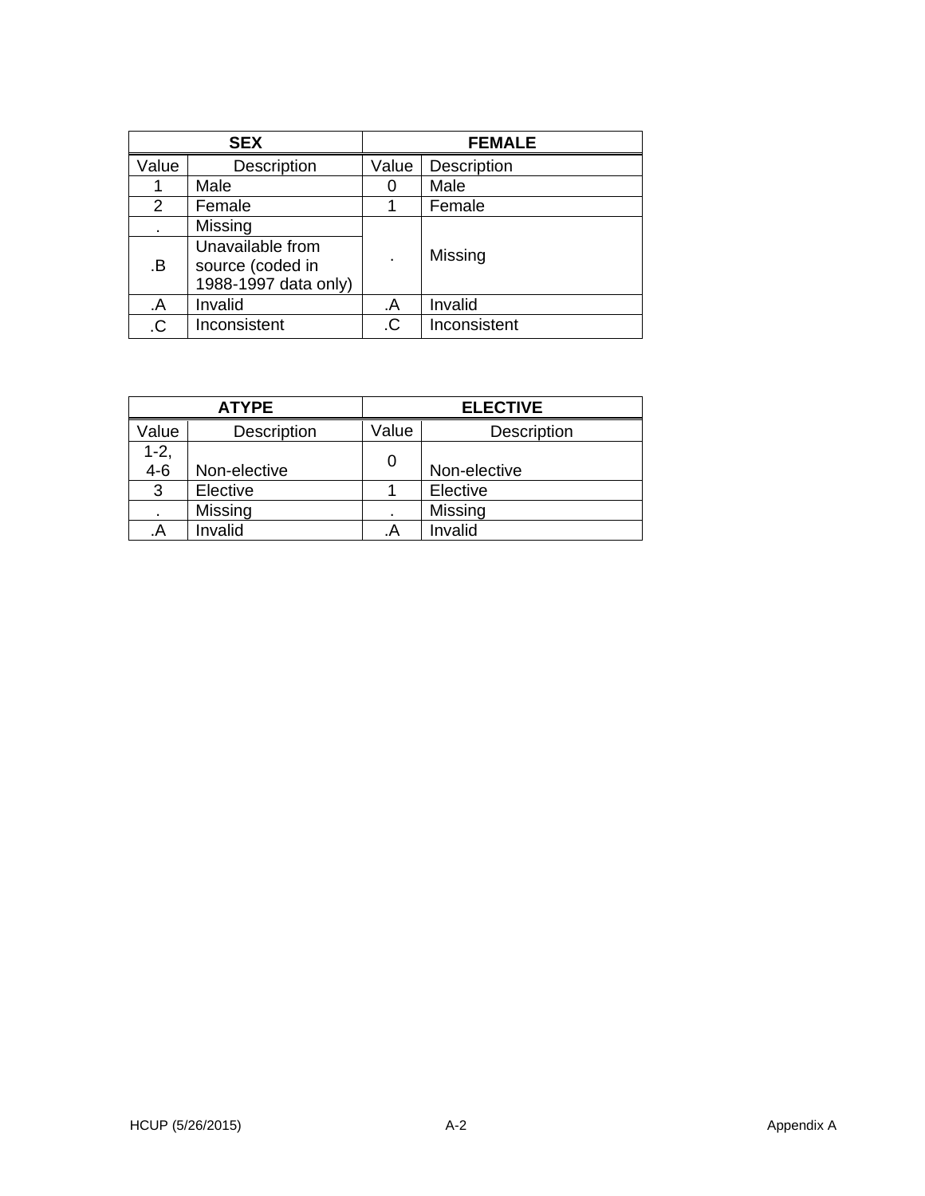| SEX | | FEMALE | |
|---|---|---|---|
| Value | Description | Value | Description |
| 1 | Male | 0 | Male |
| 2 | Female | 1 | Female |
| . | Missing | . | Missing |
| .B | Unavailable from source (coded in 1988-1997 data only) | | |
| .A | Invalid | .A | Invalid |
| .C | Inconsistent | .C | Inconsistent |

| ATYPE | | ELECTIVE | |
|---|---|---|---|
| Value | Description | Value | Description |
| 1-2, 4-6 | Non-elective | 0 | Non-elective |
| 3 | Elective | 1 | Elective |
| . | Missing | . | Missing |
| .A | Invalid | .A | Invalid |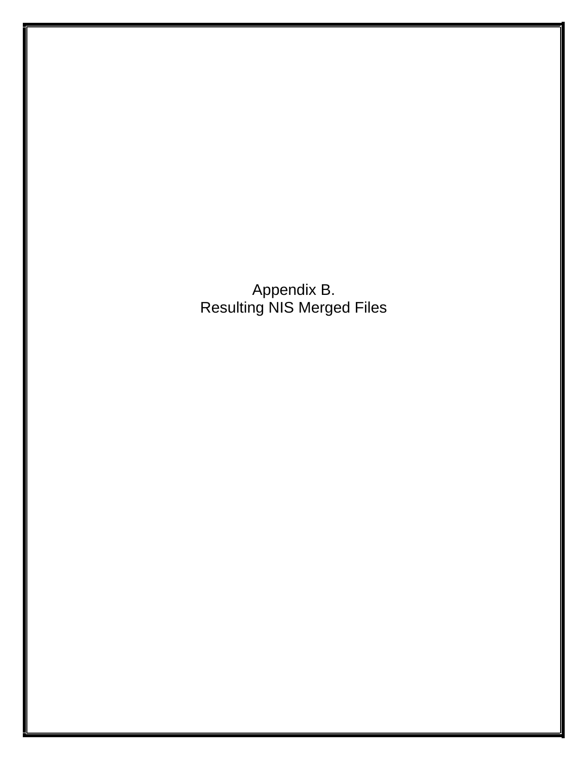# Appendix B.
# Resulting NIS Merged Files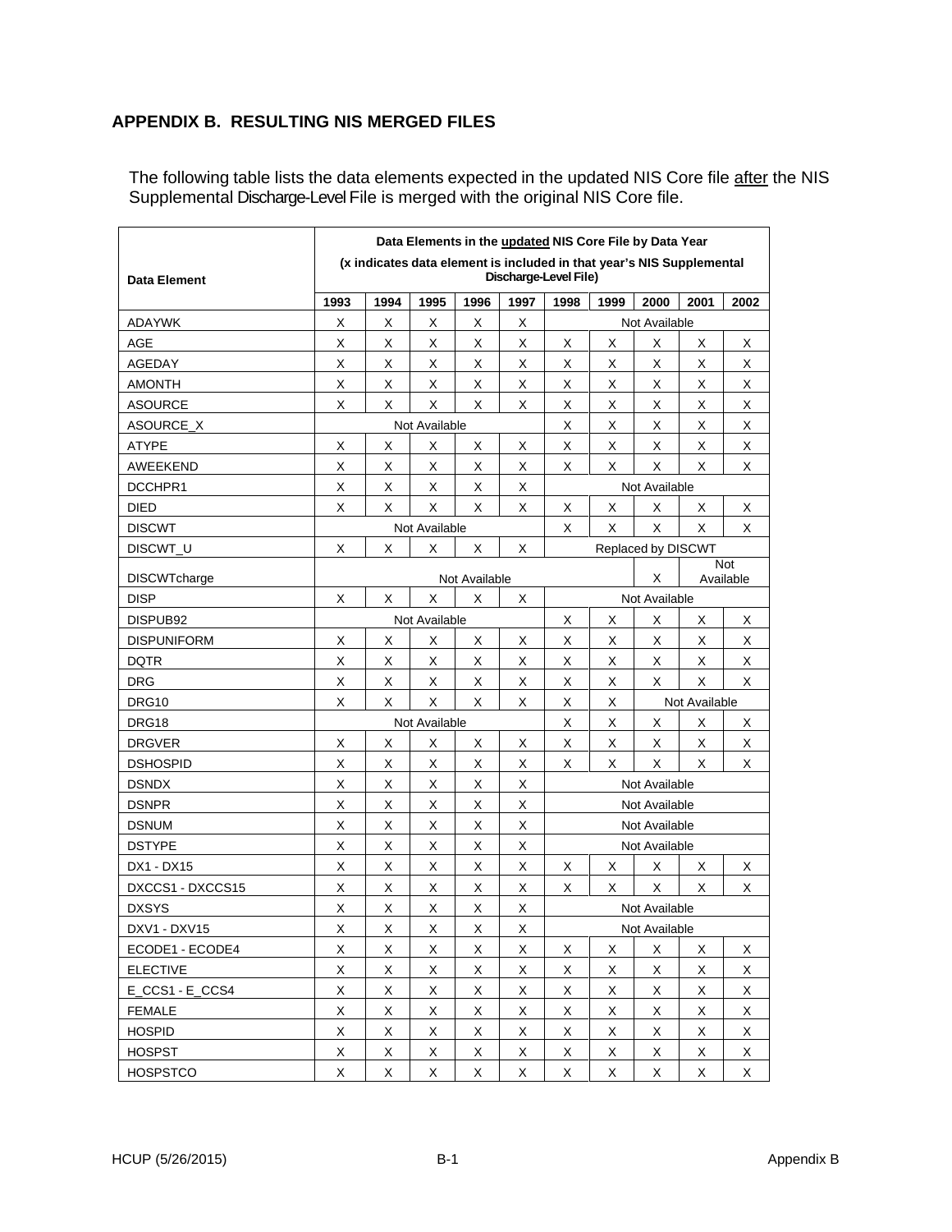## APPENDIX B. RESULTING NIS MERGED FILES

The following table lists the data elements expected in the updated NIS Core file after the NIS Supplemental Discharge-Level File is merged with the original NIS Core file.

| Data Element | Data Elements in the updated NIS Core File by Data Year (x indicates data element is included in that year's NIS Supplemental Discharge-Level File) | | | | | | | | | |
|---|---|---|---|---|---|---|---|---|---|---|
| | 1993 | 1994 | 1995 | 1996 | 1997 | 1998 | 1999 | 2000 | 2001 | 2002 |
| ADAYWK | X | X | X | X | X | Not Available | | | | |
| AGE | X | X | X | X | X | X | X | X | X | X |
| AGEDAY | X | X | X | X | X | X | X | X | X | X |
| AMONTH | X | X | X | X | X | X | X | X | X | X |
| ASOURCE | X | X | X | X | X | X | X | X | X | X |
| ASOURCE_X | Not Available | | | | | X | X | X | X | X |
| ATYPE | X | X | X | X | X | X | X | X | X | X |
| AWEEKEND | X | X | X | X | X | X | X | X | X | X |
| DCCHPR1 | X | X | X | X | X | Not Available | | | | |
| DIED | X | X | X | X | X | X | X | X | X | X |
| DISCWT | Not Available | | | | | X | X | X | X | X |
| DISCWT_U | X | X | X | X | X | Replaced by DISCWT | | | | |
| DISCWTcharge | Not Available | | | | | | | X | Not Available | |
| DISP | X | X | X | X | X | Not Available | | | | |
| DISPUB92 | Not Available | | | | | X | X | X | X | X |
| DISPUNIFORM | X | X | X | X | X | X | X | X | X | X |
| DQTR | X | X | X | X | X | X | X | X | X | X |
| DRG | X | X | X | X | X | X | X | X | X | X |
| DRG10 | X | X | X | X | X | X | X | Not Available | | |
| DRG18 | Not Available | | | | | X | X | X | X | X |
| DRGVER | X | X | X | X | X | X | X | X | X | X |
| DSHOSPID | X | X | X | X | X | X | X | X | X | X |
| DSNDX | X | X | X | X | X | Not Available | | | | |
| DSNPR | X | X | X | X | X | Not Available | | | | |
| DSNUM | X | X | X | X | X | Not Available | | | | |
| DSTYPE | X | X | X | X | X | Not Available | | | | |
| DX1 - DX15 | X | X | X | X | X | X | X | X | X | X |
| DXCCS1 - DXCCS15 | X | X | X | X | X | X | X | X | X | X |
| DXSYS | X | X | X | X | X | Not Available | | | | |
| DXV1 - DXV15 | X | X | X | X | X | Not Available | | | | |
| ECODE1 - ECODE4 | X | X | X | X | X | X | X | X | X | X |
| ELECTIVE | X | X | X | X | X | X | X | X | X | X |
| E_CCS1 - E_CCS4 | X | X | X | X | X | X | X | X | X | X |
| FEMALE | X | X | X | X | X | X | X | X | X | X |
| HOSPID | X | X | X | X | X | X | X | X | X | X |
| HOSPST | X | X | X | X | X | X | X | X | X | X |
| HOSPSTCO | X | X | X | X | X | X | X | X | X | X |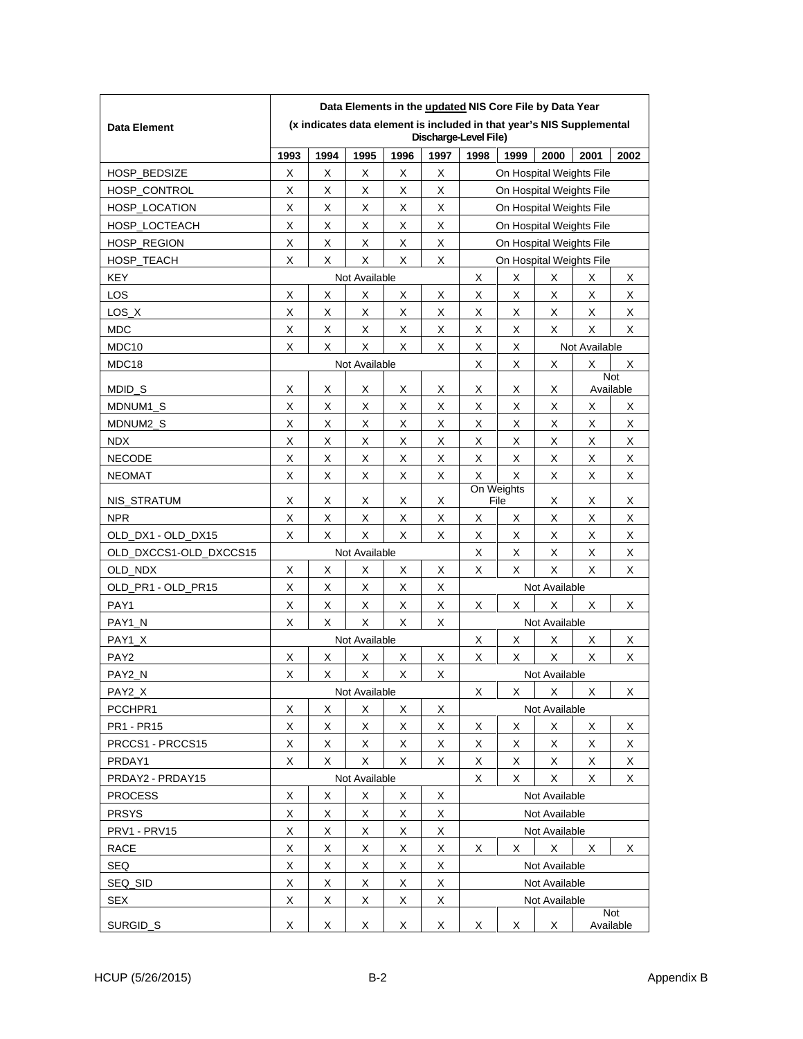| Data Element | Data Elements in the updated NIS Core File by Data Year (x indicates data element is included in that year's NIS Supplemental Discharge-Level File) | | | | | | | | | |
|---|---|---|---|---|---|---|---|---|---|---|
| | 1993 | 1994 | 1995 | 1996 | 1997 | 1998 | 1999 | 2000 | 2001 | 2002 |
| HOSP_BEDSIZE | X | X | X | X | X | On Hospital Weights File | | | | |
| HOSP_CONTROL | X | X | X | X | X | On Hospital Weights File | | | | |
| HOSP_LOCATION | X | X | X | X | X | On Hospital Weights File | | | | |
| HOSP_LOCTEACH | X | X | X | X | X | On Hospital Weights File | | | | |
| HOSP_REGION | X | X | X | X | X | On Hospital Weights File | | | | |
| HOSP_TEACH | X | X | X | X | X | On Hospital Weights File | | | | |
| KEY | Not Available | | | | | X | X | X | X | X |
| LOS | X | X | X | X | X | X | X | X | X | X |
| LOS_X | X | X | X | X | X | X | X | X | X | X |
| MDC | X | X | X | X | X | X | X | X | X | X |
| MDC10 | X | X | X | X | X | X | X | Not Available | | |
| MDC18 | Not Available | | | | | X | X | X | X | X |
| MDID_S | X | X | X | X | X | X | X | X | Not Available | |
| MDNUM1_S | X | X | X | X | X | X | X | X | X | X |
| MDNUM2_S | X | X | X | X | X | X | X | X | X | X |
| NDX | X | X | X | X | X | X | X | X | X | X |
| NECODE | X | X | X | X | X | X | X | X | X | X |
| NEOMAT | X | X | X | X | X | X | X | X | X | X |
| NIS_STRATUM | X | X | X | X | X | On Weights File | | X | X | X |
| NPR | X | X | X | X | X | X | X | X | X | X |
| OLD_DX1 - OLD_DX15 | X | X | X | X | X | X | X | X | X | X |
| OLD_DXCCS1-OLD_DXCCS15 | Not Available | | | | | X | X | X | X | X |
| OLD_NDX | X | X | X | X | X | X | X | X | X | X |
| OLD_PR1 - OLD_PR15 | X | X | X | X | X | Not Available | | | | |
| PAY1 | X | X | X | X | X | X | X | X | X | X |
| PAY1_N | X | X | X | X | X | Not Available | | | | |
| PAY1_X | Not Available | | | | | X | X | X | X | X |
| PAY2 | X | X | X | X | X | X | X | X | X | X |
| PAY2_N | X | X | X | X | X | Not Available | | | | |
| PAY2_X | Not Available | | | | | X | X | X | X | X |
| PCCHPR1 | X | X | X | X | X | Not Available | | | | |
| PR1 - PR15 | X | X | X | X | X | X | X | X | X | X |
| PRCCS1 - PRCCS15 | X | X | X | X | X | X | X | X | X | X |
| PRDAY1 | X | X | X | X | X | X | X | X | X | X |
| PRDAY2 - PRDAY15 | Not Available | | | | | X | X | X | X | X |
| PROCESS | X | X | X | X | X | Not Available | | | | |
| PRSYS | X | X | X | X | X | Not Available | | | | |
| PRV1 - PRV15 | X | X | X | X | X | Not Available | | | | |
| RACE | X | X | X | X | X | X | X | X | X | X |
| SEQ | X | X | X | X | X | Not Available | | | | |
| SEQ_SID | X | X | X | X | X | Not Available | | | | |
| SEX | X | X | X | X | X | Not Available | | | | |
| SURGID_S | X | X | X | X | X | X | X | X | Not Available | |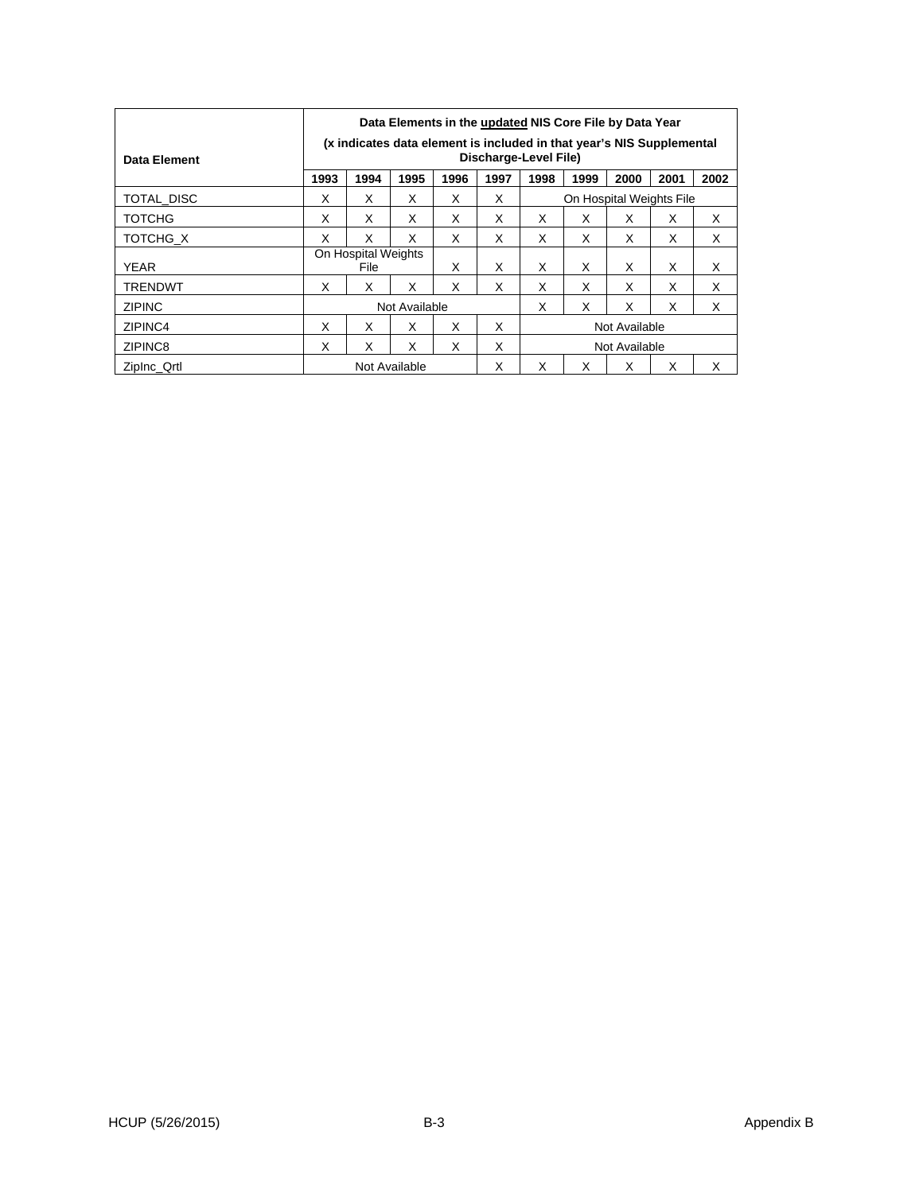| Data Element | Data Elements in the updated NIS Core File by Data Year (x indicates data element is included in that year's NIS Supplemental Discharge-Level File) | | | | | | | | | |
|---|---|---|---|---|---|---|---|---|---|---|
| | 1993 | 1994 | 1995 | 1996 | 1997 | 1998 | 1999 | 2000 | 2001 | 2002 |
| TOTAL_DISC | X | X | X | X | X | On Hospital Weights File | | | | |
| TOTCHG | X | X | X | X | X | X | X | X | X | X |
| TOTCHG_X | X | X | X | X | X | X | X | X | X | X |
| YEAR | On Hospital Weights File | | X | X | X | X | X | X | X | X |
| TRENDWT | X | X | X | X | X | X | X | X | X | X |
| ZIPINC | Not Available | | | | | X | X | X | X | X |
| ZIPINC4 | X | X | X | X | X | Not Available | | | | |
| ZIPINC8 | X | X | X | X | X | Not Available | | | | |
| ZipInc_Qrtl | Not Available | | | | X | X | X | X | X | X |